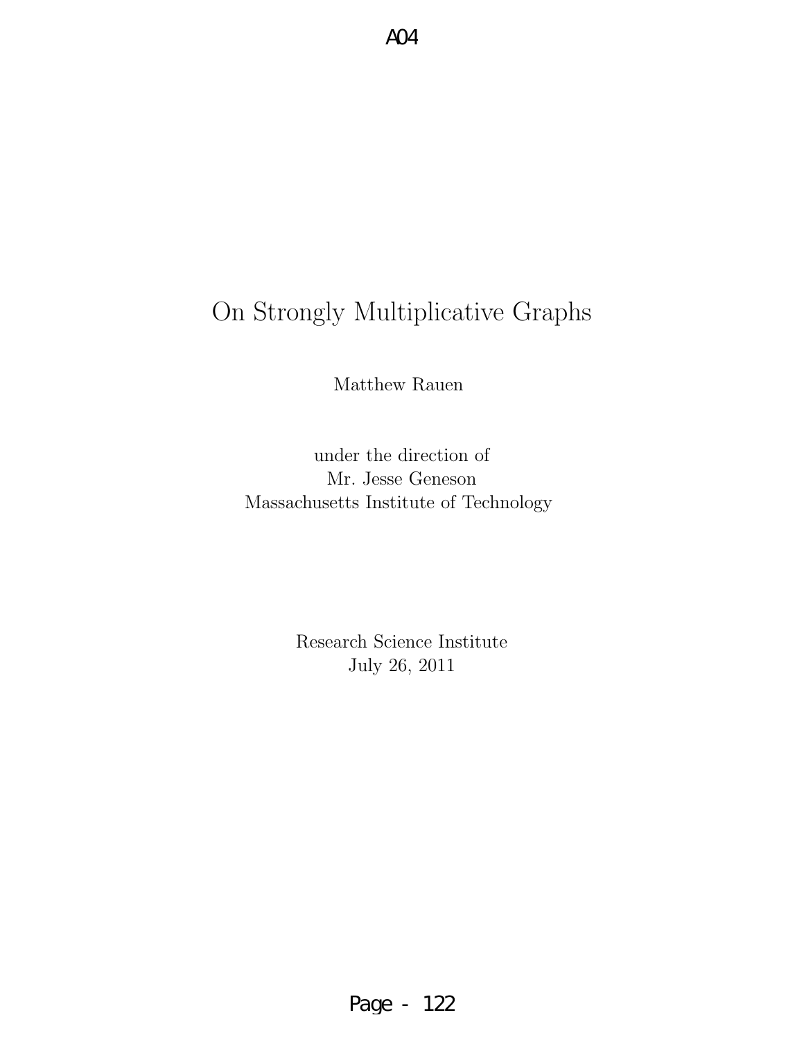# On Strongly Multiplicative Graphs

Matthew Rauen

under the direction of
Mr. Jesse Geneson
Massachusetts Institute of Technology

Research Science Institute
July 26, 2011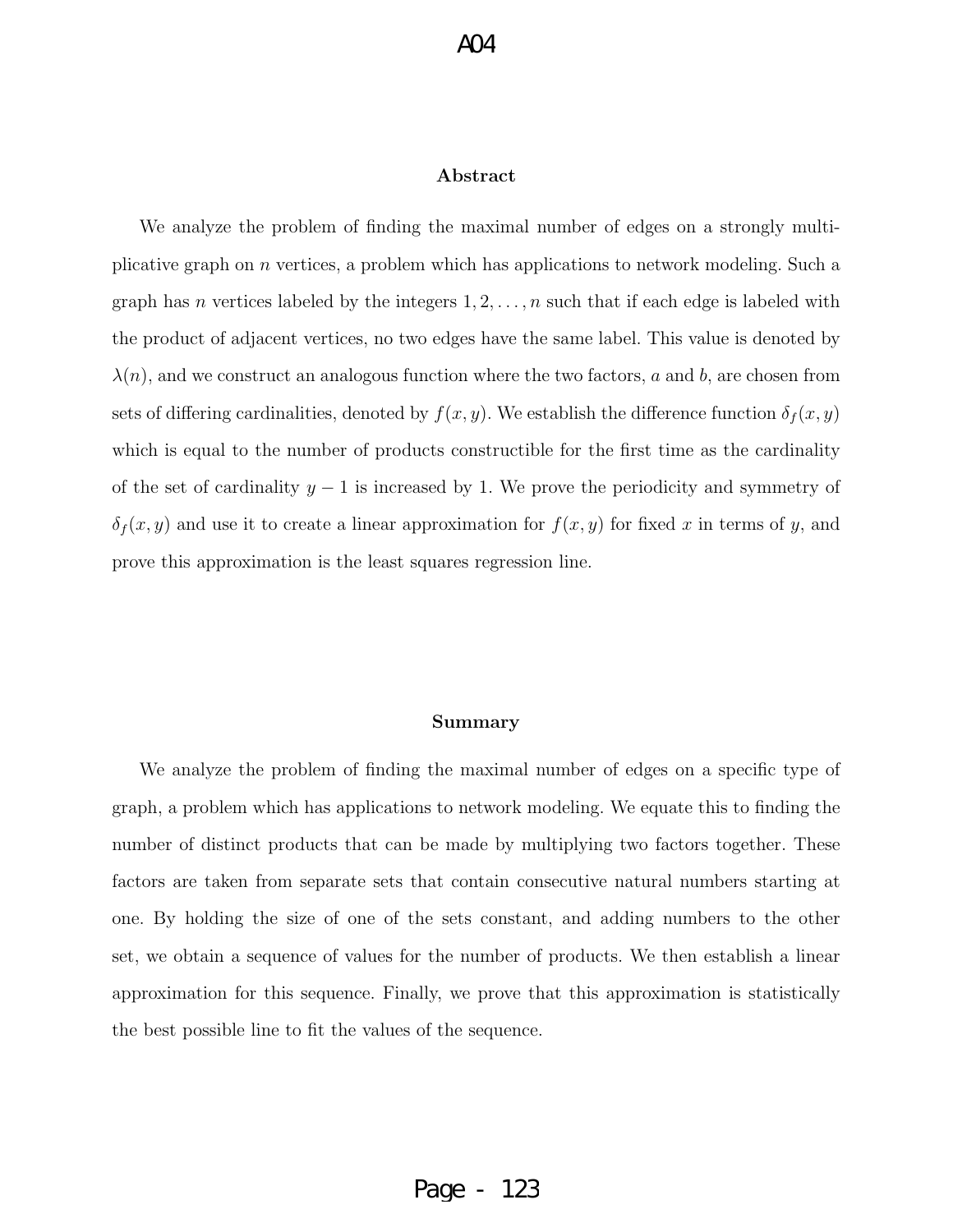## Abstract

We analyze the problem of finding the maximal number of edges on a strongly multiplicative graph on $n$ vertices, a problem which has applications to network modeling. Such a graph has $n$ vertices labeled by the integers $1, 2, \ldots, n$ such that if each edge is labeled with the product of adjacent vertices, no two edges have the same label. This value is denoted by $\lambda(n)$, and we construct an analogous function where the two factors, $a$ and $b$, are chosen from sets of differing cardinalities, denoted by $f(x, y)$. We establish the difference function $\delta_f(x, y)$ which is equal to the number of products constructible for the first time as the cardinality of the set of cardinality $y - 1$ is increased by 1. We prove the periodicity and symmetry of $\delta_f(x, y)$ and use it to create a linear approximation for $f(x, y)$ for fixed $x$ in terms of $y$, and prove this approximation is the least squares regression line.

## Summary

We analyze the problem of finding the maximal number of edges on a specific type of graph, a problem which has applications to network modeling. We equate this to finding the number of distinct products that can be made by multiplying two factors together. These factors are taken from separate sets that contain consecutive natural numbers starting at one. By holding the size of one of the sets constant, and adding numbers to the other set, we obtain a sequence of values for the number of products. We then establish a linear approximation for this sequence. Finally, we prove that this approximation is statistically the best possible line to fit the values of the sequence.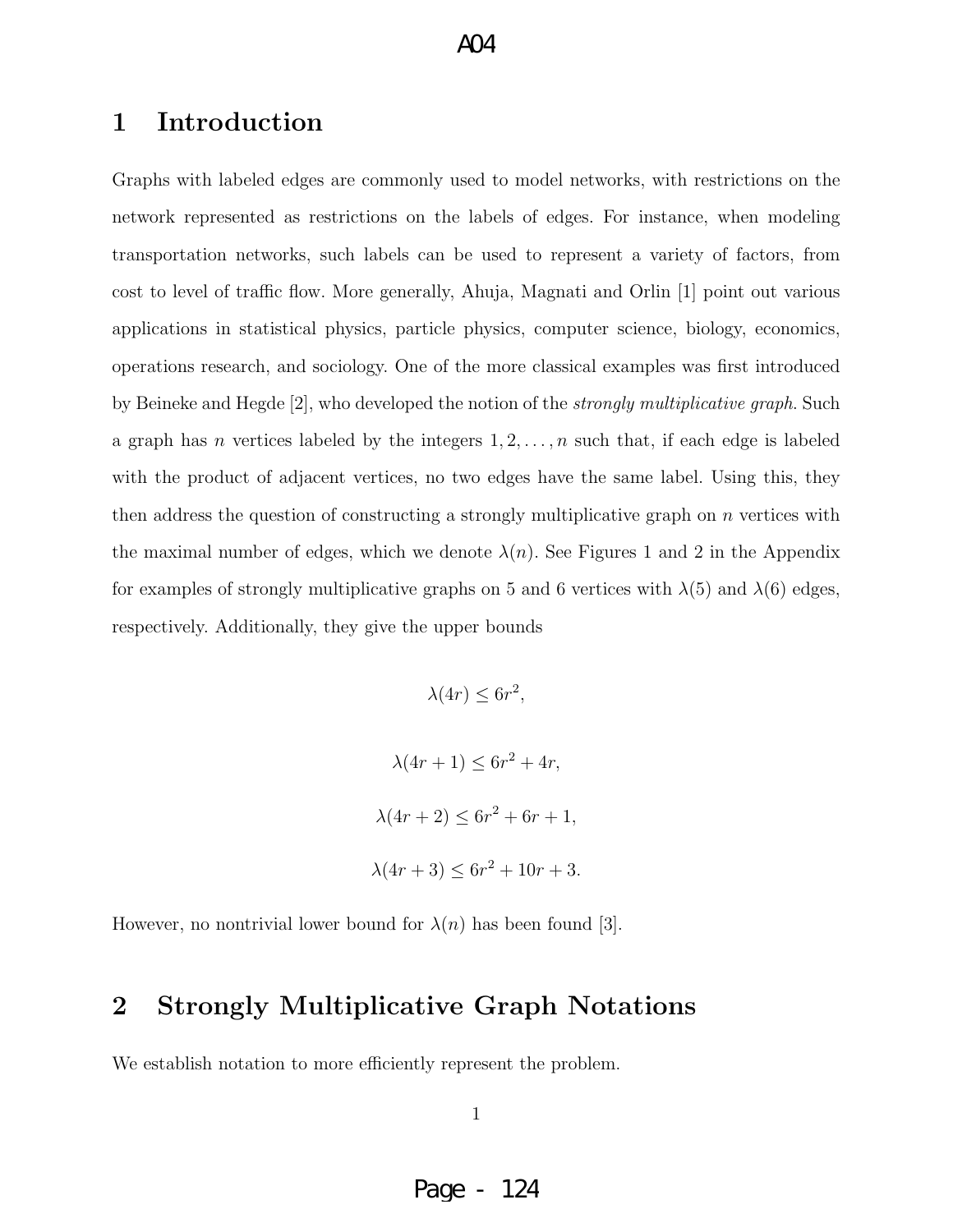# 1 Introduction

Graphs with labeled edges are commonly used to model networks, with restrictions on the network represented as restrictions on the labels of edges. For instance, when modeling transportation networks, such labels can be used to represent a variety of factors, from cost to level of traffic flow. More generally, Ahuja, Magnati and Orlin [1] point out various applications in statistical physics, particle physics, computer science, biology, economics, operations research, and sociology. One of the more classical examples was first introduced by Beineke and Hegde [2], who developed the notion of the *strongly multiplicative graph*. Such a graph has $n$ vertices labeled by the integers $1, 2, \ldots, n$ such that, if each edge is labeled with the product of adjacent vertices, no two edges have the same label. Using this, they then address the question of constructing a strongly multiplicative graph on $n$ vertices with the maximal number of edges, which we denote $\lambda(n)$. See Figures 1 and 2 in the Appendix for examples of strongly multiplicative graphs on 5 and 6 vertices with $\lambda(5)$ and $\lambda(6)$ edges, respectively. Additionally, they give the upper bounds

$$\lambda(4r) \leq 6r^2,$$

$$\lambda(4r+1) \leq 6r^2 + 4r,$$

$$\lambda(4r+2) \leq 6r^2 + 6r + 1,$$

$$\lambda(4r+3) \leq 6r^2 + 10r + 3.$$

However, no nontrivial lower bound for $\lambda(n)$ has been found [3].

# 2 Strongly Multiplicative Graph Notations

We establish notation to more efficiently represent the problem.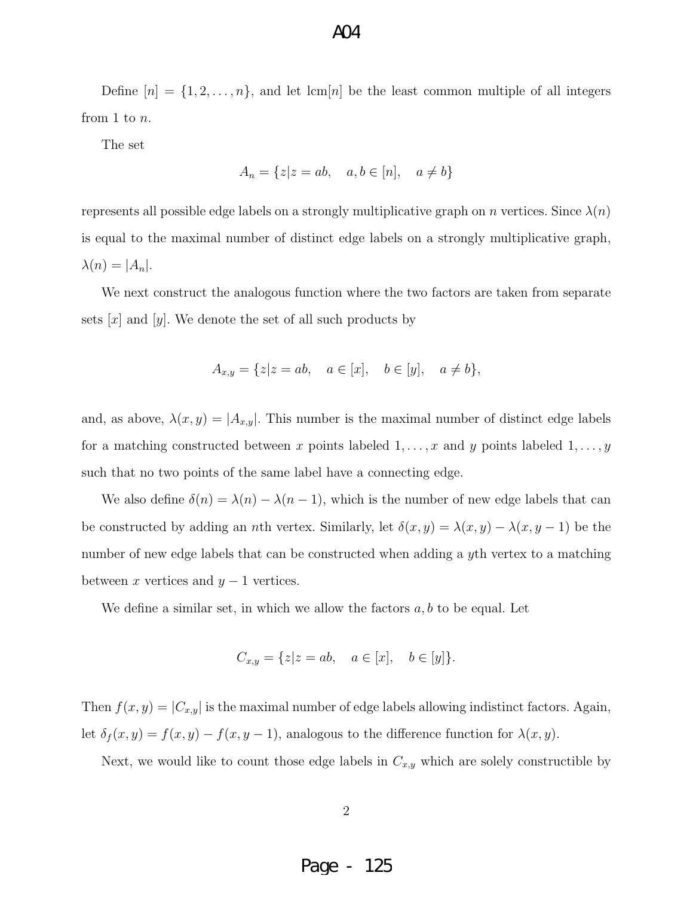Define $[n] = \{1, 2, \ldots, n\}$, and let $\text{lcm}[n]$ be the least common multiple of all integers from 1 to $n$.

The set

$$A_n = \{z | z = ab, \quad a, b \in [n], \quad a \neq b\}$$

represents all possible edge labels on a strongly multiplicative graph on $n$ vertices. Since $\lambda(n)$ is equal to the maximal number of distinct edge labels on a strongly multiplicative graph, $\lambda(n) = |A_n|$.

We next construct the analogous function where the two factors are taken from separate sets $[x]$ and $[y]$. We denote the set of all such products by

$$A_{x,y} = \{z | z = ab, \quad a \in [x], \quad b \in [y], \quad a \neq b\},$$

and, as above, $\lambda(x, y) = |A_{x,y}|$. This number is the maximal number of distinct edge labels for a matching constructed between $x$ points labeled $1, \ldots, x$ and $y$ points labeled $1, \ldots, y$ such that no two points of the same label have a connecting edge.

We also define $\delta(n) = \lambda(n) - \lambda(n-1)$, which is the number of new edge labels that can be constructed by adding an $n$th vertex. Similarly, let $\delta(x, y) = \lambda(x, y) - \lambda(x, y-1)$ be the number of new edge labels that can be constructed when adding a $y$th vertex to a matching between $x$ vertices and $y - 1$ vertices.

We define a similar set, in which we allow the factors $a, b$ to be equal. Let

$$C_{x,y} = \{z | z = ab, \quad a \in [x], \quad b \in [y]\}.$$

Then $f(x, y) = |C_{x,y}|$ is the maximal number of edge labels allowing indistinct factors. Again, let $\delta_f(x, y) = f(x, y) - f(x, y - 1)$, analogous to the difference function for $\lambda(x, y)$.

Next, we would like to count those edge labels in $C_{x,y}$ which are solely constructible by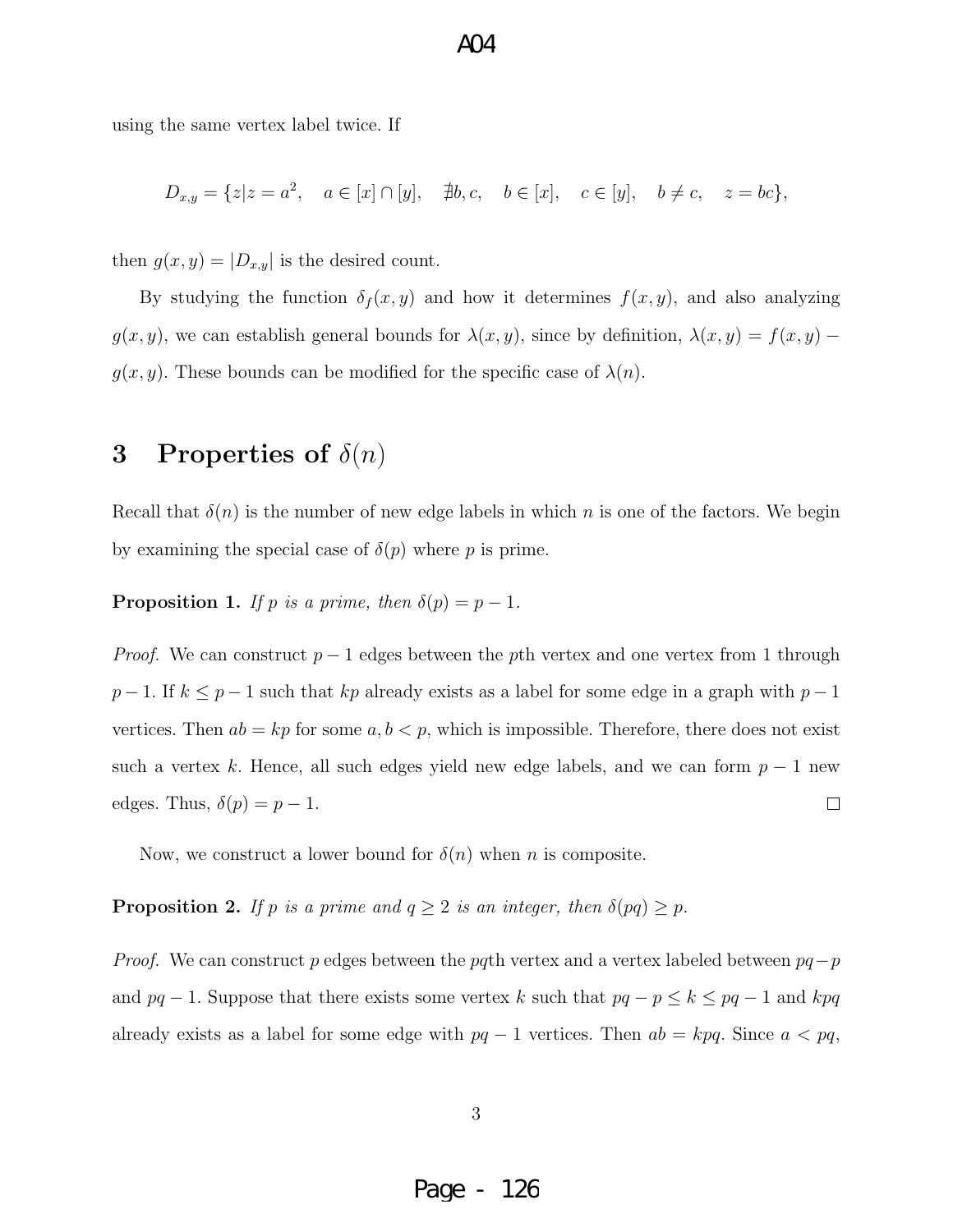using the same vertex label twice. If

$$D_{x,y} = \{z | z = a^2, \quad a \in [x] \cap [y], \quad \nexists b, c, \quad b \in [x], \quad c \in [y], \quad b \neq c, \quad z = bc\},$$

then $g(x, y) = |D_{x,y}|$ is the desired count.

By studying the function $\delta_f(x, y)$ and how it determines $f(x, y)$, and also analyzing $g(x, y)$, we can establish general bounds for $\lambda(x, y)$, since by definition, $\lambda(x, y) = f(x, y) - g(x, y)$. These bounds can be modified for the specific case of $\lambda(n)$.

# 3 Properties of $\delta(n)$

Recall that $\delta(n)$ is the number of new edge labels in which $n$ is one of the factors. We begin by examining the special case of $\delta(p)$ where $p$ is prime.

**Proposition 1.** *If $p$ is a prime, then $\delta(p) = p - 1$.*

*Proof.* We can construct $p - 1$ edges between the $p$th vertex and one vertex from 1 through $p - 1$. If $k \leq p - 1$ such that $kp$ already exists as a label for some edge in a graph with $p - 1$ vertices. Then $ab = kp$ for some $a, b < p$, which is impossible. Therefore, there does not exist such a vertex $k$. Hence, all such edges yield new edge labels, and we can form $p - 1$ new edges. Thus, $\delta(p) = p - 1$. □

Now, we construct a lower bound for $\delta(n)$ when $n$ is composite.

**Proposition 2.** *If $p$ is a prime and $q \geq 2$ is an integer, then $\delta(pq) \geq p$.*

*Proof.* We can construct $p$ edges between the $pq$th vertex and a vertex labeled between $pq - p$ and $pq - 1$. Suppose that there exists some vertex $k$ such that $pq - p \leq k \leq pq - 1$ and $kpq$ already exists as a label for some edge with $pq - 1$ vertices. Then $ab = kpq$. Since $a < pq$,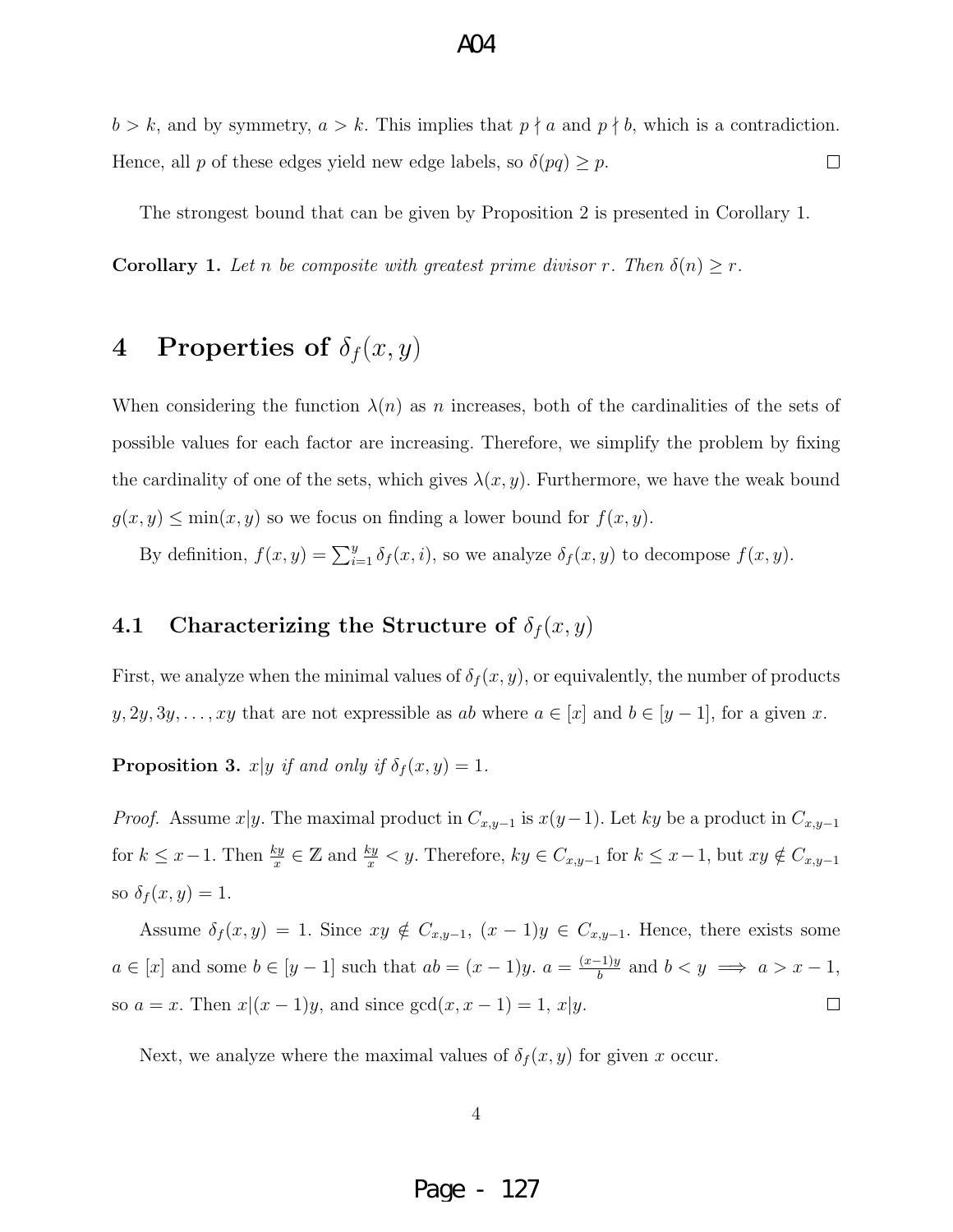$b > k$, and by symmetry, $a > k$. This implies that $p \nmid a$ and $p \nmid b$, which is a contradiction. Hence, all $p$ of these edges yield new edge labels, so $\delta(pq) \geq p$. $\square$

The strongest bound that can be given by Proposition 2 is presented in Corollary 1.

**Corollary 1.** *Let $n$ be composite with greatest prime divisor $r$. Then $\delta(n) \geq r$.*

# 4 Properties of $\delta_f(x, y)$

When considering the function $\lambda(n)$ as $n$ increases, both of the cardinalities of the sets of possible values for each factor are increasing. Therefore, we simplify the problem by fixing the cardinality of one of the sets, which gives $\lambda(x, y)$. Furthermore, we have the weak bound $g(x, y) \leq \min(x, y)$ so we focus on finding a lower bound for $f(x, y)$.

By definition, $f(x, y) = \sum_{i=1}^{y} \delta_f(x, i)$, so we analyze $\delta_f(x, y)$ to decompose $f(x, y)$.

## 4.1 Characterizing the Structure of $\delta_f(x, y)$

First, we analyze when the minimal values of $\delta_f(x, y)$, or equivalently, the number of products $y, 2y, 3y, \ldots, xy$ that are not expressible as $ab$ where $a \in [x]$ and $b \in [y-1]$, for a given $x$.

**Proposition 3.** *$x|y$ if and only if $\delta_f(x, y) = 1$.*

*Proof.* Assume $x|y$. The maximal product in $C_{x,y-1}$ is $x(y-1)$. Let $ky$ be a product in $C_{x,y-1}$ for $k \leq x-1$. Then $\frac{ky}{x} \in \mathbb{Z}$ and $\frac{ky}{x} < y$. Therefore, $ky \in C_{x,y-1}$ for $k \leq x-1$, but $xy \notin C_{x,y-1}$ so $\delta_f(x, y) = 1$.

Assume $\delta_f(x, y) = 1$. Since $xy \notin C_{x,y-1}$, $(x-1)y \in C_{x,y-1}$. Hence, there exists some $a \in [x]$ and some $b \in [y-1]$ such that $ab = (x-1)y$. $a = \frac{(x-1)y}{b}$ and $b < y \implies a > x-1$, so $a = x$. Then $x|(x-1)y$, and since $\gcd(x, x-1) = 1$, $x|y$. $\square$

Next, we analyze where the maximal values of $\delta_f(x, y)$ for given $x$ occur.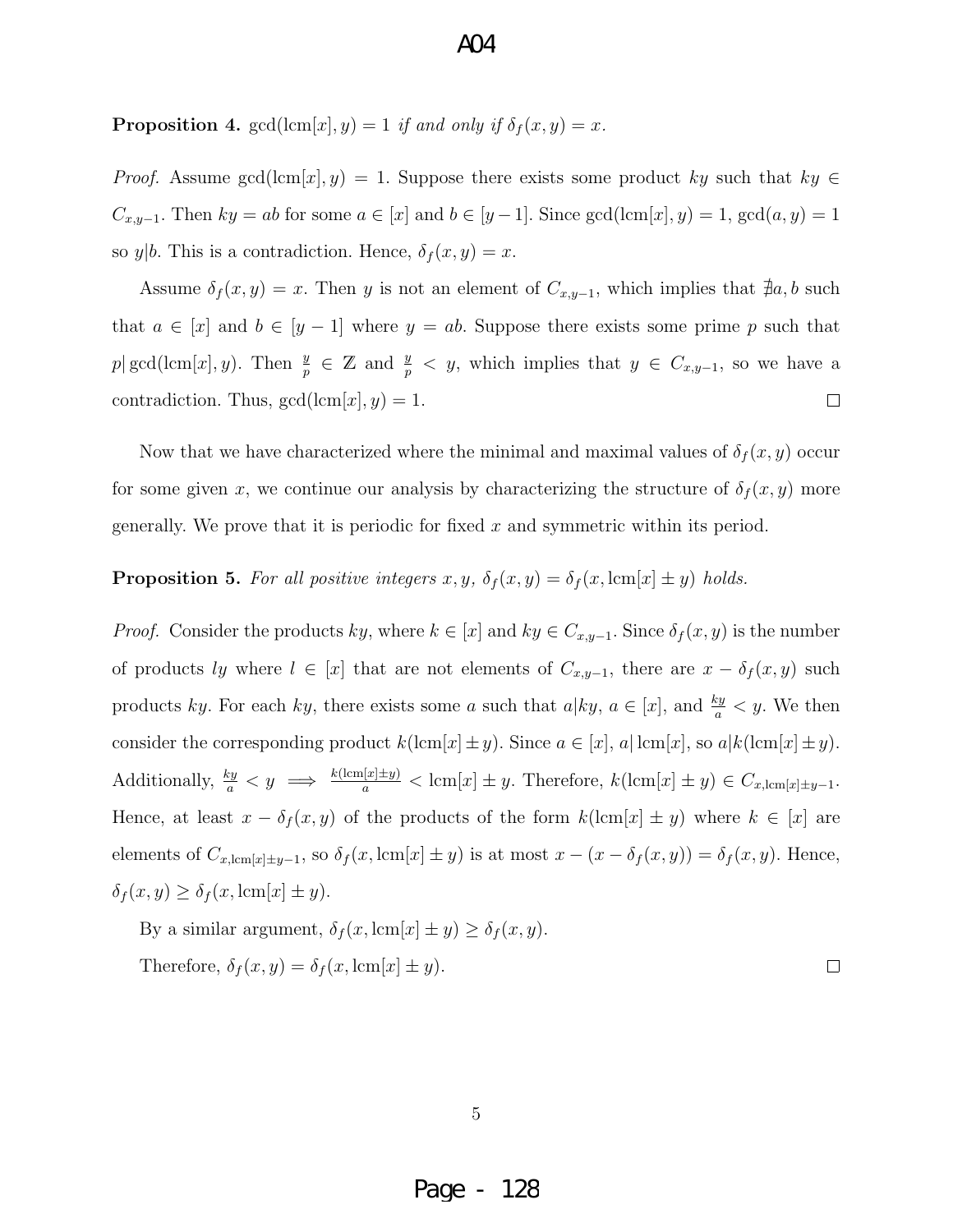**Proposition 4.** $\gcd(\operatorname{lcm}[x], y) = 1$ *if and only if* $\delta_f(x, y) = x$.

*Proof.* Assume $\gcd(\operatorname{lcm}[x], y) = 1$. Suppose there exists some product $ky$ such that $ky \in C_{x,y-1}$. Then $ky = ab$ for some $a \in [x]$ and $b \in [y-1]$. Since $\gcd(\operatorname{lcm}[x], y) = 1$, $\gcd(a, y) = 1$ so $y|b$. This is a contradiction. Hence, $\delta_f(x, y) = x$.

Assume $\delta_f(x, y) = x$. Then $y$ is not an element of $C_{x,y-1}$, which implies that $\nexists a, b$ such that $a \in [x]$ and $b \in [y-1]$ where $y = ab$. Suppose there exists some prime $p$ such that $p|\gcd(\operatorname{lcm}[x], y)$. Then $\frac{y}{p} \in \mathbb{Z}$ and $\frac{y}{p} < y$, which implies that $y \in C_{x,y-1}$, so we have a contradiction. Thus, $\gcd(\operatorname{lcm}[x], y) = 1$. $\square$

Now that we have characterized where the minimal and maximal values of $\delta_f(x, y)$ occur for some given $x$, we continue our analysis by characterizing the structure of $\delta_f(x, y)$ more generally. We prove that it is periodic for fixed $x$ and symmetric within its period.

**Proposition 5.** *For all positive integers* $x, y$, $\delta_f(x, y) = \delta_f(x, \operatorname{lcm}[x] \pm y)$ *holds.*

*Proof.* Consider the products $ky$, where $k \in [x]$ and $ky \in C_{x,y-1}$. Since $\delta_f(x, y)$ is the number of products $ly$ where $l \in [x]$ that are not elements of $C_{x,y-1}$, there are $x - \delta_f(x, y)$ such products $ky$. For each $ky$, there exists some $a$ such that $a|ky$, $a \in [x]$, and $\frac{ky}{a} < y$. We then consider the corresponding product $k(\operatorname{lcm}[x] \pm y)$. Since $a \in [x]$, $a|\operatorname{lcm}[x]$, so $a|k(\operatorname{lcm}[x] \pm y)$. Additionally, $\frac{ky}{a} < y \implies \frac{k(\operatorname{lcm}[x] \pm y)}{a} < \operatorname{lcm}[x] \pm y$. Therefore, $k(\operatorname{lcm}[x] \pm y) \in C_{x,\operatorname{lcm}[x] \pm y-1}$. Hence, at least $x - \delta_f(x, y)$ of the products of the form $k(\operatorname{lcm}[x] \pm y)$ where $k \in [x]$ are elements of $C_{x,\operatorname{lcm}[x] \pm y-1}$, so $\delta_f(x, \operatorname{lcm}[x] \pm y)$ is at most $x - (x - \delta_f(x, y)) = \delta_f(x, y)$. Hence, $\delta_f(x, y) \geq \delta_f(x, \operatorname{lcm}[x] \pm y)$.

By a similar argument, $\delta_f(x, \operatorname{lcm}[x] \pm y) \geq \delta_f(x, y)$.

Therefore, $\delta_f(x, y) = \delta_f(x, \operatorname{lcm}[x] \pm y)$. $\square$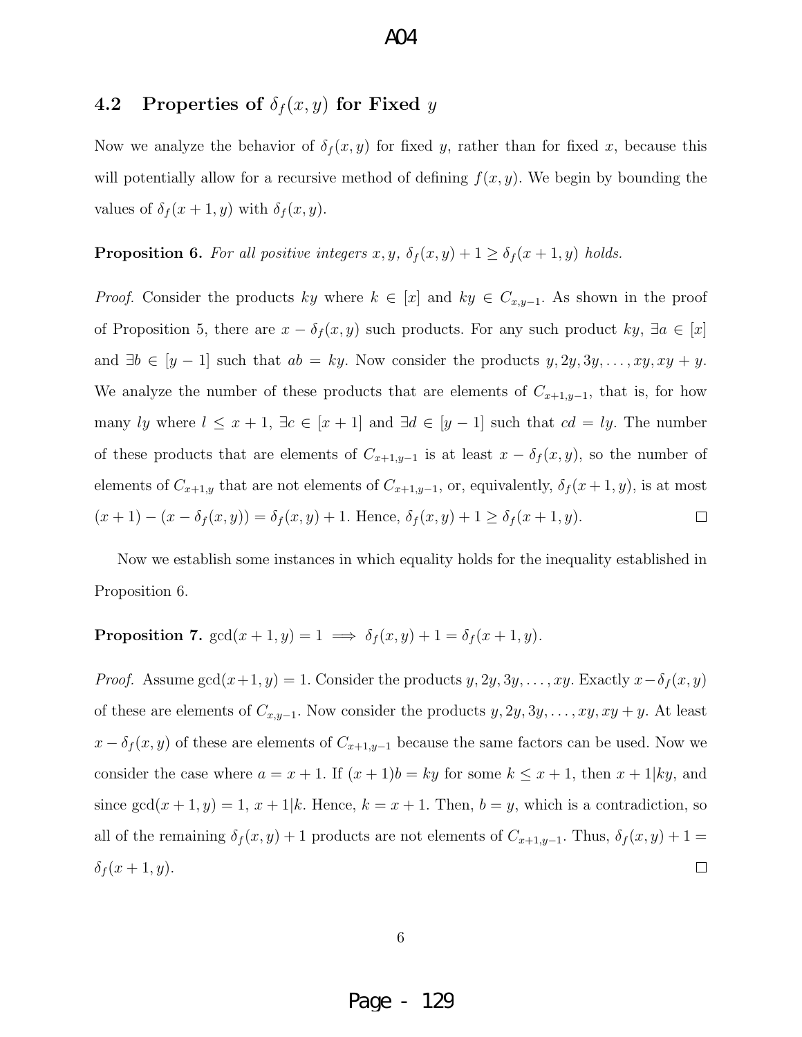### 4.2 Properties of $\delta_f(x, y)$ for Fixed $y$

Now we analyze the behavior of $\delta_f(x, y)$ for fixed $y$, rather than for fixed $x$, because this will potentially allow for a recursive method of defining $f(x, y)$. We begin by bounding the values of $\delta_f(x + 1, y)$ with $\delta_f(x, y)$.

**Proposition 6.** *For all positive integers $x, y$, $\delta_f(x, y) + 1 \geq \delta_f(x + 1, y)$ holds.*

*Proof.* Consider the products $ky$ where $k \in [x]$ and $ky \in C_{x,y-1}$. As shown in the proof of Proposition 5, there are $x - \delta_f(x, y)$ such products. For any such product $ky$, $\exists a \in [x]$ and $\exists b \in [y - 1]$ such that $ab = ky$. Now consider the products $y, 2y, 3y, \ldots, xy, xy + y$. We analyze the number of these products that are elements of $C_{x+1,y-1}$, that is, for how many $ly$ where $l \leq x + 1$, $\exists c \in [x + 1]$ and $\exists d \in [y - 1]$ such that $cd = ly$. The number of these products that are elements of $C_{x+1,y-1}$ is at least $x - \delta_f(x, y)$, so the number of elements of $C_{x+1,y}$ that are not elements of $C_{x+1,y-1}$, or, equivalently, $\delta_f(x + 1, y)$, is at most $(x + 1) - (x - \delta_f(x, y)) = \delta_f(x, y) + 1$. Hence, $\delta_f(x, y) + 1 \geq \delta_f(x + 1, y)$. $\square$

Now we establish some instances in which equality holds for the inequality established in Proposition 6.

**Proposition 7.** $\gcd(x + 1, y) = 1 \implies \delta_f(x, y) + 1 = \delta_f(x + 1, y)$.

*Proof.* Assume $\gcd(x+1, y) = 1$. Consider the products $y, 2y, 3y, \ldots, xy$. Exactly $x - \delta_f(x, y)$ of these are elements of $C_{x,y-1}$. Now consider the products $y, 2y, 3y, \ldots, xy, xy + y$. At least $x - \delta_f(x, y)$ of these are elements of $C_{x+1,y-1}$ because the same factors can be used. Now we consider the case where $a = x + 1$. If $(x + 1)b = ky$ for some $k \leq x + 1$, then $x + 1|ky$, and since $\gcd(x + 1, y) = 1$, $x + 1|k$. Hence, $k = x + 1$. Then, $b = y$, which is a contradiction, so all of the remaining $\delta_f(x, y) + 1$ products are not elements of $C_{x+1,y-1}$. Thus, $\delta_f(x, y) + 1 = \delta_f(x + 1, y)$. $\square$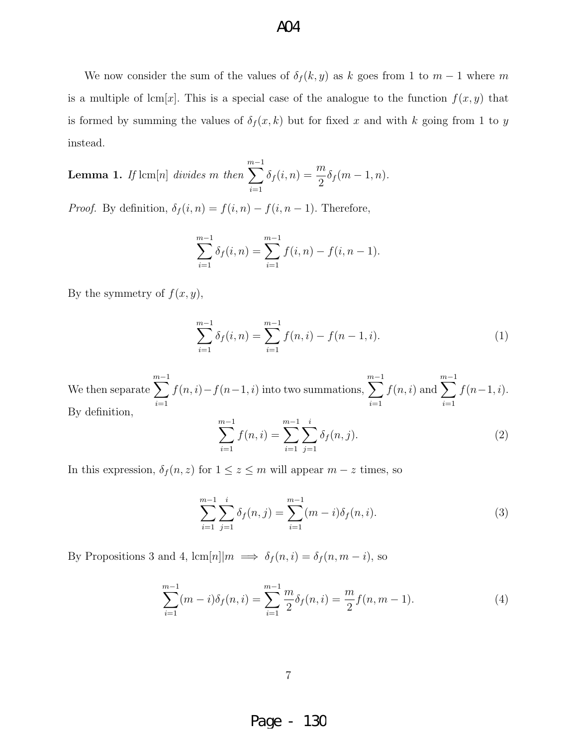We now consider the sum of the values of $\delta_f(k, y)$ as $k$ goes from 1 to $m-1$ where $m$ is a multiple of $\text{lcm}[x]$. This is a special case of the analogue to the function $f(x, y)$ that is formed by summing the values of $\delta_f(x, k)$ but for fixed $x$ and with $k$ going from 1 to $y$ instead.

**Lemma 1.** *If* $\text{lcm}[n]$ *divides* $m$ *then* $\displaystyle\sum_{i=1}^{m-1} \delta_f(i, n) = \frac{m}{2}\delta_f(m-1, n)$.

*Proof.* By definition, $\delta_f(i, n) = f(i, n) - f(i, n-1)$. Therefore,

$$\sum_{i=1}^{m-1} \delta_f(i, n) = \sum_{i=1}^{m-1} f(i, n) - f(i, n-1).$$

By the symmetry of $f(x, y)$,

$$\sum_{i=1}^{m-1} \delta_f(i, n) = \sum_{i=1}^{m-1} f(n, i) - f(n-1, i). \tag{1}$$

We then separate $\displaystyle\sum_{i=1}^{m-1} f(n, i) - f(n-1, i)$ into two summations, $\displaystyle\sum_{i=1}^{m-1} f(n, i)$ and $\displaystyle\sum_{i=1}^{m-1} f(n-1, i)$. By definition,

$$\sum_{i=1}^{m-1} f(n, i) = \sum_{i=1}^{m-1} \sum_{j=1}^{i} \delta_f(n, j). \tag{2}$$

In this expression, $\delta_f(n, z)$ for $1 \leq z \leq m$ will appear $m - z$ times, so

$$\sum_{i=1}^{m-1} \sum_{j=1}^{i} \delta_f(n, j) = \sum_{i=1}^{m-1} (m-i)\delta_f(n, i). \tag{3}$$

By Propositions 3 and 4, $\text{lcm}[n] | m \implies \delta_f(n, i) = \delta_f(n, m-i)$, so

$$\sum_{i=1}^{m-1} (m-i)\delta_f(n, i) = \sum_{i=1}^{m-1} \frac{m}{2}\delta_f(n, i) = \frac{m}{2} f(n, m-1). \tag{4}$$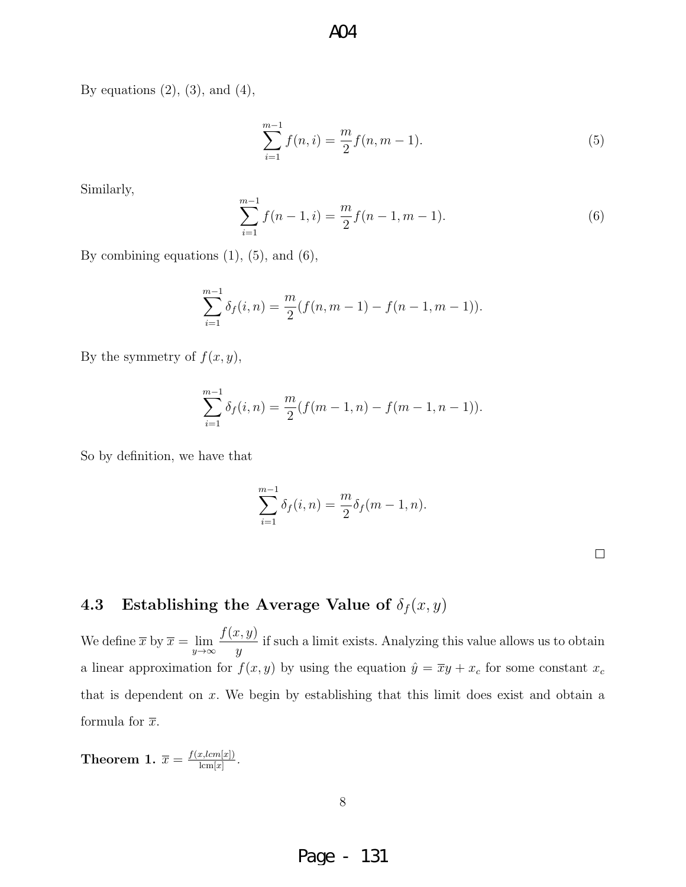By equations (2), (3), and (4),

$$\sum_{i=1}^{m-1} f(n,i) = \frac{m}{2} f(n, m-1). \tag{5}$$

Similarly,

$$\sum_{i=1}^{m-1} f(n-1,i) = \frac{m}{2} f(n-1, m-1). \tag{6}$$

By combining equations (1), (5), and (6),

$$\sum_{i=1}^{m-1} \delta_f(i,n) = \frac{m}{2}(f(n,m-1) - f(n-1,m-1)).$$

By the symmetry of $f(x,y)$,

$$\sum_{i=1}^{m-1} \delta_f(i,n) = \frac{m}{2}(f(m-1,n) - f(m-1,n-1)).$$

So by definition, we have that

$$\sum_{i=1}^{m-1} \delta_f(i,n) = \frac{m}{2} \delta_f(m-1,n).$$

□

### 4.3 Establishing the Average Value of $\delta_f(x,y)$

We define $\overline{x}$ by $\overline{x} = \lim_{y \to \infty} \frac{f(x,y)}{y}$ if such a limit exists. Analyzing this value allows us to obtain a linear approximation for $f(x,y)$ by using the equation $\hat{y} = \overline{x}y + x_c$ for some constant $x_c$ that is dependent on $x$. We begin by establishing that this limit does exist and obtain a formula for $\overline{x}$.

**Theorem 1.** $\overline{x} = \frac{f(x, lcm[x])}{\text{lcm}[x]}$.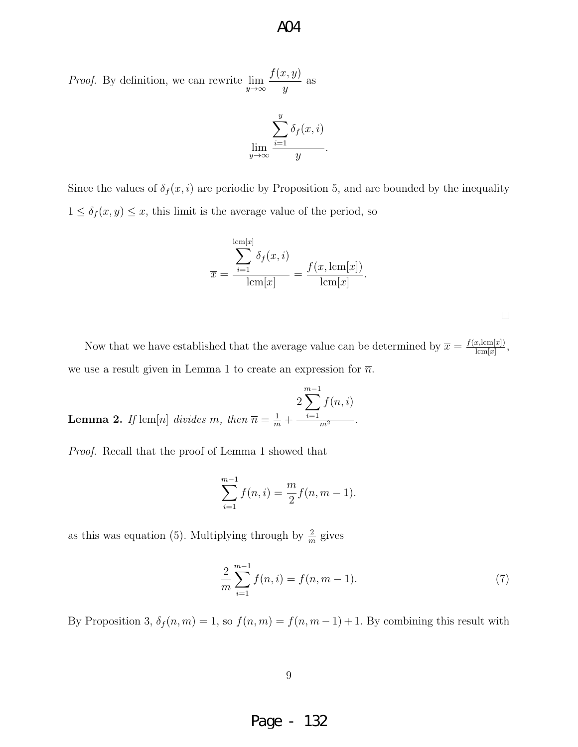*Proof.* By definition, we can rewrite $\lim_{y\to\infty} \frac{f(x,y)}{y}$ as

$$\lim_{y\to\infty} \frac{\sum_{i=1}^{y} \delta_f(x,i)}{y}.$$

Since the values of $\delta_f(x,i)$ are periodic by Proposition 5, and are bounded by the inequality $1 \le \delta_f(x,y) \le x$, this limit is the average value of the period, so

$$\overline{x} = \frac{\sum_{i=1}^{\text{lcm}[x]} \delta_f(x,i)}{\text{lcm}[x]} = \frac{f(x, \text{lcm}[x])}{\text{lcm}[x]}.$$

□

Now that we have established that the average value can be determined by $\overline{x} = \frac{f(x,\text{lcm}[x])}{\text{lcm}[x]}$, we use a result given in Lemma 1 to create an expression for $\overline{n}$.

**Lemma 2.** *If* $\text{lcm}[n]$ *divides* $m$*, then* $\overline{n} = \frac{1}{m} + \frac{2\sum_{i=1}^{m-1} f(n,i)}{m^2}$.

*Proof.* Recall that the proof of Lemma 1 showed that

$$\sum_{i=1}^{m-1} f(n,i) = \frac{m}{2} f(n, m-1).$$

as this was equation (5). Multiplying through by $\frac{2}{m}$ gives

$$\frac{2}{m}\sum_{i=1}^{m-1} f(n,i) = f(n, m-1). \tag{7}$$

By Proposition 3, $\delta_f(n,m) = 1$, so $f(n,m) = f(n,m-1) + 1$. By combining this result with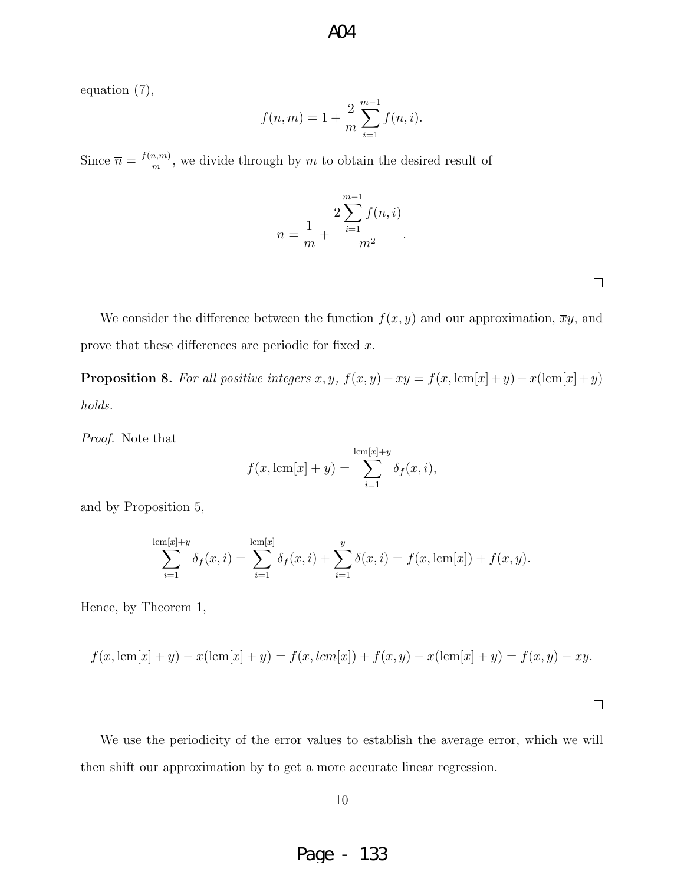equation (7),

$$f(n,m) = 1 + \frac{2}{m}\sum_{i=1}^{m-1} f(n,i).$$

Since $\overline{n} = \frac{f(n,m)}{m}$, we divide through by $m$ to obtain the desired result of

$$\overline{n} = \frac{1}{m} + \frac{2\sum_{i=1}^{m-1} f(n,i)}{m^2}.$$

□

We consider the difference between the function $f(x,y)$ and our approximation, $\overline{x}y$, and prove that these differences are periodic for fixed $x$.

**Proposition 8.** *For all positive integers $x, y$, $f(x,y) - \overline{x}y = f(x, \mathrm{lcm}[x] + y) - \overline{x}(\mathrm{lcm}[x] + y)$ holds.*

*Proof.* Note that

$$f(x, \mathrm{lcm}[x] + y) = \sum_{i=1}^{\mathrm{lcm}[x]+y} \delta_f(x,i),$$

and by Proposition 5,

$$\sum_{i=1}^{\mathrm{lcm}[x]+y} \delta_f(x,i) = \sum_{i=1}^{\mathrm{lcm}[x]} \delta_f(x,i) + \sum_{i=1}^{y} \delta(x,i) = f(x, \mathrm{lcm}[x]) + f(x,y).$$

Hence, by Theorem 1,

$$f(x, \mathrm{lcm}[x] + y) - \overline{x}(\mathrm{lcm}[x] + y) = f(x, lcm[x]) + f(x,y) - \overline{x}(\mathrm{lcm}[x] + y) = f(x,y) - \overline{x}y.$$

□

We use the periodicity of the error values to establish the average error, which we will then shift our approximation by to get a more accurate linear regression.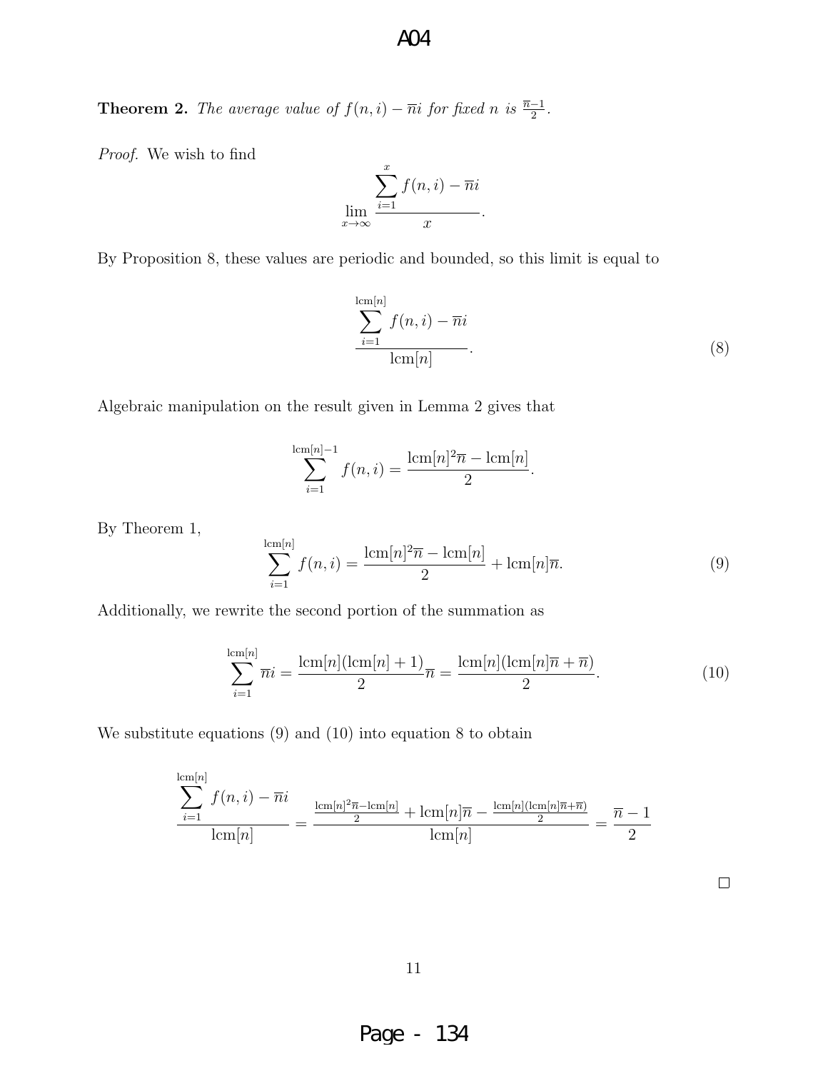**Theorem 2.** *The average value of $f(n, i) - \overline{n}i$ for fixed $n$ is $\frac{\overline{n}-1}{2}$.*

*Proof.* We wish to find

$$\lim_{x\to\infty} \frac{\sum_{i=1}^{x} f(n,i) - \overline{n}i}{x}.$$

By Proposition 8, these values are periodic and bounded, so this limit is equal to

$$\frac{\sum_{i=1}^{\mathrm{lcm}[n]} f(n,i) - \overline{n}i}{\mathrm{lcm}[n]}. \tag{8}$$

Algebraic manipulation on the result given in Lemma 2 gives that

$$\sum_{i=1}^{\mathrm{lcm}[n]-1} f(n,i) = \frac{\mathrm{lcm}[n]^2\overline{n} - \mathrm{lcm}[n]}{2}.$$

By Theorem 1,

$$\sum_{i=1}^{\mathrm{lcm}[n]} f(n,i) = \frac{\mathrm{lcm}[n]^2\overline{n} - \mathrm{lcm}[n]}{2} + \mathrm{lcm}[n]\overline{n}. \tag{9}$$

Additionally, we rewrite the second portion of the summation as

$$\sum_{i=1}^{\mathrm{lcm}[n]} \overline{n}i = \frac{\mathrm{lcm}[n](\mathrm{lcm}[n]+1)}{2}\overline{n} = \frac{\mathrm{lcm}[n](\mathrm{lcm}[n]\overline{n} + \overline{n})}{2}. \tag{10}$$

We substitute equations (9) and (10) into equation 8 to obtain

$$\frac{\sum_{i=1}^{\mathrm{lcm}[n]} f(n,i) - \overline{n}i}{\mathrm{lcm}[n]} = \frac{\frac{\mathrm{lcm}[n]^2\overline{n} - \mathrm{lcm}[n]}{2} + \mathrm{lcm}[n]\overline{n} - \frac{\mathrm{lcm}[n](\mathrm{lcm}[n]\overline{n}+\overline{n})}{2}}{\mathrm{lcm}[n]} = \frac{\overline{n}-1}{2}$$

□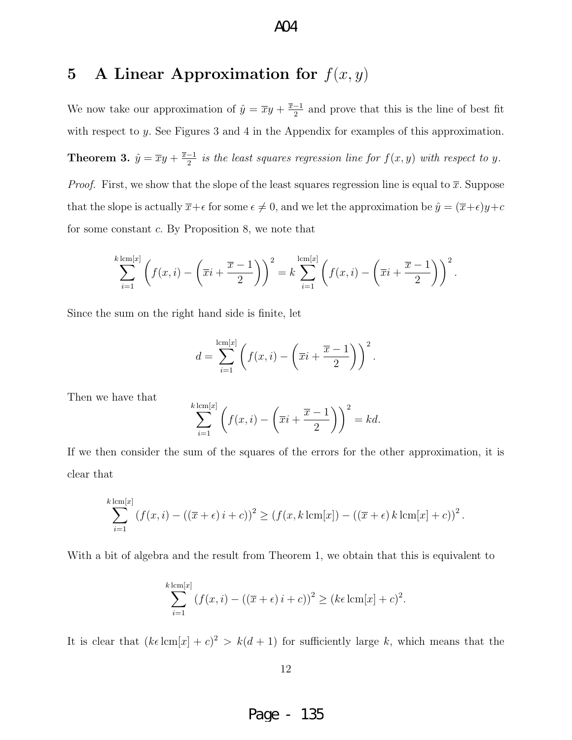## 5 A Linear Approximation for $f(x, y)$

We now take our approximation of $\hat{y} = \overline{x}y + \frac{\overline{x}-1}{2}$ and prove that this is the line of best fit with respect to $y$. See Figures 3 and 4 in the Appendix for examples of this approximation.

**Theorem 3.** *$\hat{y} = \overline{x}y + \frac{\overline{x}-1}{2}$ is the least squares regression line for $f(x, y)$ with respect to $y$.*

*Proof.* First, we show that the slope of the least squares regression line is equal to $\overline{x}$. Suppose that the slope is actually $\overline{x}+\epsilon$ for some $\epsilon \neq 0$, and we let the approximation be $\hat{y} = (\overline{x}+\epsilon)y+c$ for some constant $c$. By Proposition 8, we note that

$$\sum_{i=1}^{k\,\mathrm{lcm}[x]} \left(f(x,i) - \left(\overline{x}i + \frac{\overline{x}-1}{2}\right)\right)^2 = k \sum_{i=1}^{\mathrm{lcm}[x]} \left(f(x,i) - \left(\overline{x}i + \frac{\overline{x}-1}{2}\right)\right)^2.$$

Since the sum on the right hand side is finite, let

$$d = \sum_{i=1}^{\mathrm{lcm}[x]} \left(f(x,i) - \left(\overline{x}i + \frac{\overline{x}-1}{2}\right)\right)^2.$$

Then we have that

$$\sum_{i=1}^{k\,\mathrm{lcm}[x]} \left(f(x,i) - \left(\overline{x}i + \frac{\overline{x}-1}{2}\right)\right)^2 = kd.$$

If we then consider the sum of the squares of the errors for the other approximation, it is clear that

$$\sum_{i=1}^{k\,\mathrm{lcm}[x]} \left(f(x,i) - \left(\left(\overline{x}+\epsilon\right)i + c\right)\right)^2 \geq \left(f(x, k\,\mathrm{lcm}[x]) - \left(\left(\overline{x}+\epsilon\right)k\,\mathrm{lcm}[x] + c\right)\right)^2.$$

With a bit of algebra and the result from Theorem 1, we obtain that this is equivalent to

$$\sum_{i=1}^{k\,\mathrm{lcm}[x]} \left(f(x,i) - \left(\left(\overline{x}+\epsilon\right)i + c\right)\right)^2 \geq (k\epsilon\,\mathrm{lcm}[x] + c)^2.$$

It is clear that $(k\epsilon\,\mathrm{lcm}[x] + c)^2 > k(d+1)$ for sufficiently large $k$, which means that the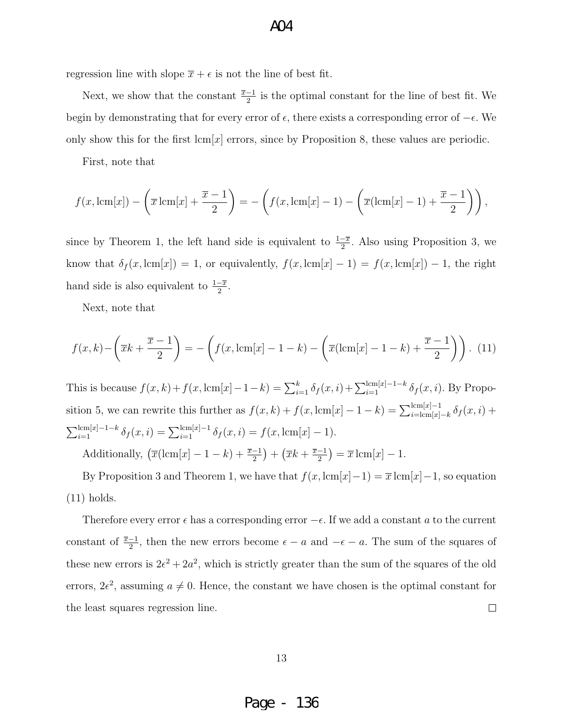regression line with slope $\overline{x} + \epsilon$ is not the line of best fit.

Next, we show that the constant $\frac{\overline{x}-1}{2}$ is the optimal constant for the line of best fit. We begin by demonstrating that for every error of $\epsilon$, there exists a corresponding error of $-\epsilon$. We only show this for the first $\mathrm{lcm}[x]$ errors, since by Proposition 8, these values are periodic.

First, note that

$$f(x, \mathrm{lcm}[x]) - \left(\overline{x}\,\mathrm{lcm}[x] + \frac{\overline{x}-1}{2}\right) = -\left(f(x, \mathrm{lcm}[x]-1) - \left(\overline{x}(\mathrm{lcm}[x]-1) + \frac{\overline{x}-1}{2}\right)\right),$$

since by Theorem 1, the left hand side is equivalent to $\frac{1-\overline{x}}{2}$. Also using Proposition 3, we know that $\delta_f(x, \mathrm{lcm}[x]) = 1$, or equivalently, $f(x, \mathrm{lcm}[x]-1) = f(x, \mathrm{lcm}[x]) - 1$, the right hand side is also equivalent to $\frac{1-\overline{x}}{2}$.

Next, note that

$$f(x,k) - \left(\overline{x}k + \frac{\overline{x}-1}{2}\right) = -\left(f(x, \mathrm{lcm}[x]-1-k) - \left(\overline{x}(\mathrm{lcm}[x]-1-k) + \frac{\overline{x}-1}{2}\right)\right). \quad (11)$$

This is because $f(x,k) + f(x, \mathrm{lcm}[x]-1-k) = \sum_{i=1}^{k} \delta_f(x,i) + \sum_{i=1}^{\mathrm{lcm}[x]-1-k} \delta_f(x,i)$. By Proposition 5, we can rewrite this further as $f(x,k) + f(x, \mathrm{lcm}[x]-1-k) = \sum_{i=\mathrm{lcm}[x]-k}^{\mathrm{lcm}[x]-1} \delta_f(x,i) + \sum_{i=1}^{\mathrm{lcm}[x]-1-k} \delta_f(x,i) = \sum_{i=1}^{\mathrm{lcm}[x]-1} \delta_f(x,i) = f(x, \mathrm{lcm}[x]-1)$.

Additionally, $\left(\overline{x}(\mathrm{lcm}[x]-1-k) + \frac{\overline{x}-1}{2}\right) + \left(\overline{x}k + \frac{\overline{x}-1}{2}\right) = \overline{x}\,\mathrm{lcm}[x] - 1$.

By Proposition 3 and Theorem 1, we have that $f(x, \mathrm{lcm}[x]-1) = \overline{x}\,\mathrm{lcm}[x] - 1$, so equation (11) holds.

Therefore every error $\epsilon$ has a corresponding error $-\epsilon$. If we add a constant $a$ to the current constant of $\frac{\overline{x}-1}{2}$, then the new errors become $\epsilon - a$ and $-\epsilon - a$. The sum of the squares of these new errors is $2\epsilon^2 + 2a^2$, which is strictly greater than the sum of the squares of the old errors, $2\epsilon^2$, assuming $a \neq 0$. Hence, the constant we have chosen is the optimal constant for the least squares regression line. $\square$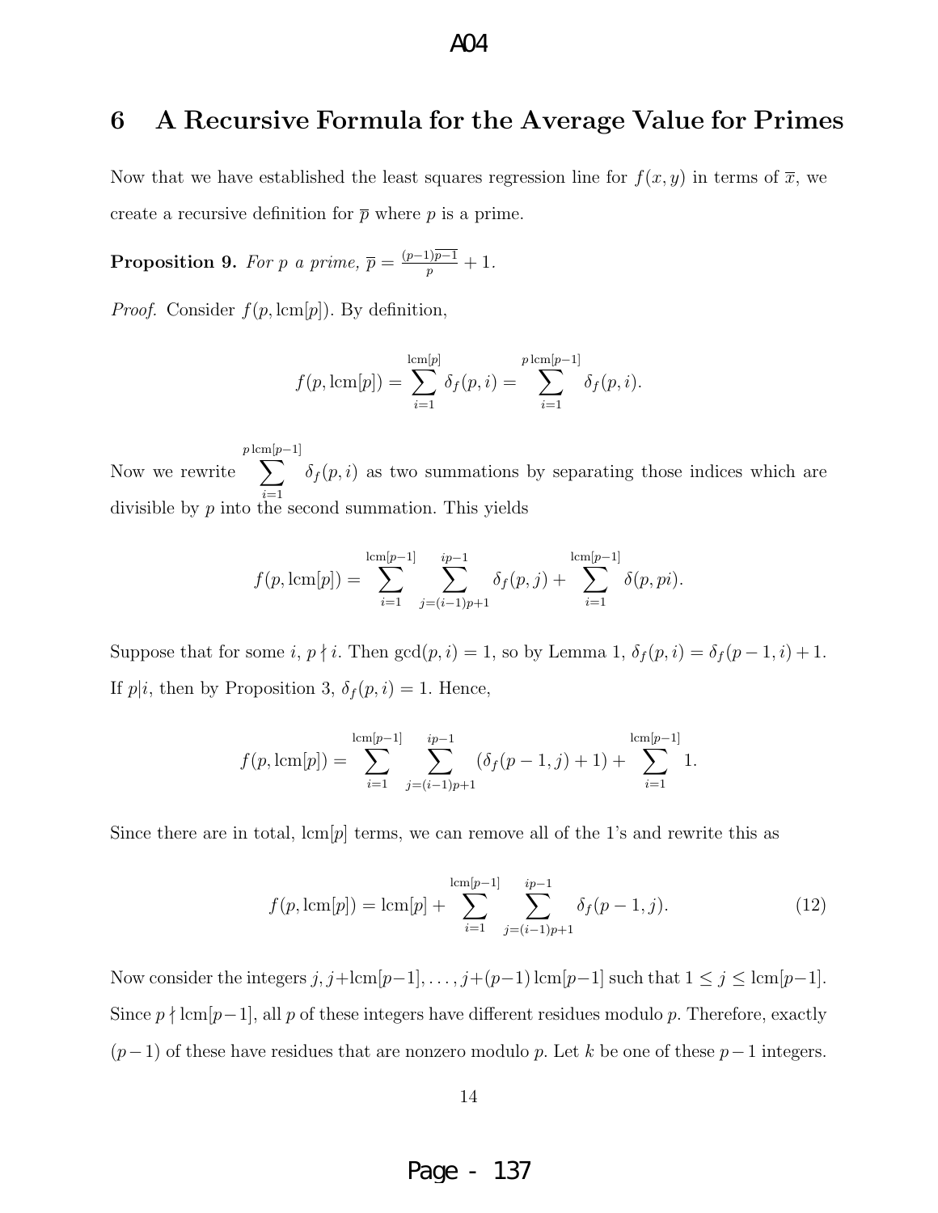## 6 A Recursive Formula for the Average Value for Primes

Now that we have established the least squares regression line for $f(x, y)$ in terms of $\overline{x}$, we create a recursive definition for $\overline{p}$ where $p$ is a prime.

**Proposition 9.** *For $p$ a prime, $\overline{p} = \frac{(p-1)\overline{p-1}}{p} + 1$.*

*Proof.* Consider $f(p, \text{lcm}[p])$. By definition,

$$f(p, \text{lcm}[p]) = \sum_{i=1}^{\text{lcm}[p]} \delta_f(p, i) = \sum_{i=1}^{p\,\text{lcm}[p-1]} \delta_f(p, i).$$

Now we rewrite $\sum_{i=1}^{p\,\text{lcm}[p-1]} \delta_f(p, i)$ as two summations by separating those indices which are divisible by $p$ into the second summation. This yields

$$f(p, \text{lcm}[p]) = \sum_{i=1}^{\text{lcm}[p-1]} \sum_{j=(i-1)p+1}^{ip-1} \delta_f(p, j) + \sum_{i=1}^{\text{lcm}[p-1]} \delta(p, pi).$$

Suppose that for some $i$, $p \nmid i$. Then $\gcd(p, i) = 1$, so by Lemma 1, $\delta_f(p, i) = \delta_f(p-1, i) + 1$. If $p|i$, then by Proposition 3, $\delta_f(p, i) = 1$. Hence,

$$f(p, \text{lcm}[p]) = \sum_{i=1}^{\text{lcm}[p-1]} \sum_{j=(i-1)p+1}^{ip-1} (\delta_f(p-1, j) + 1) + \sum_{i=1}^{\text{lcm}[p-1]} 1.$$

Since there are in total, $\text{lcm}[p]$ terms, we can remove all of the 1's and rewrite this as

$$f(p, \text{lcm}[p]) = \text{lcm}[p] + \sum_{i=1}^{\text{lcm}[p-1]} \sum_{j=(i-1)p+1}^{ip-1} \delta_f(p-1, j). \tag{12}$$

Now consider the integers $j, j+\text{lcm}[p-1], \ldots, j+(p-1)\,\text{lcm}[p-1]$ such that $1 \leq j \leq \text{lcm}[p-1]$. Since $p \nmid \text{lcm}[p-1]$, all $p$ of these integers have different residues modulo $p$. Therefore, exactly $(p-1)$ of these have residues that are nonzero modulo $p$. Let $k$ be one of these $p-1$ integers.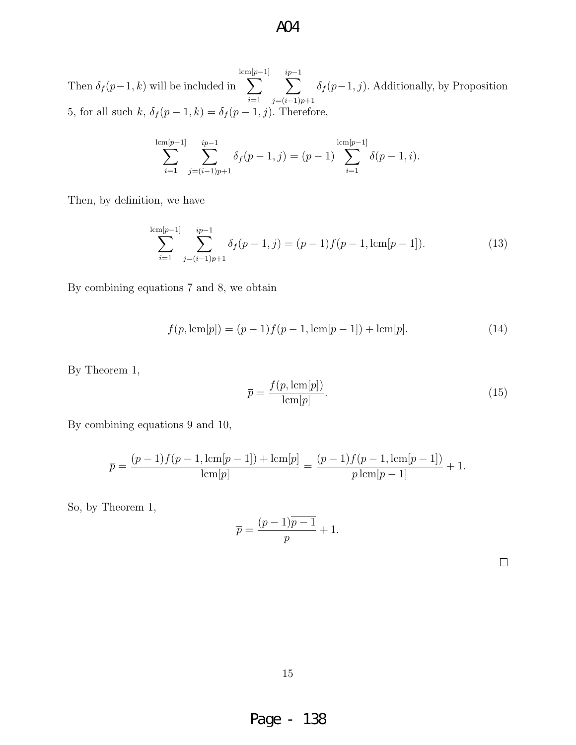Then $\delta_f(p-1,k)$ will be included in $\displaystyle\sum_{i=1}^{\text{lcm}[p-1]} \sum_{j=(i-1)p+1}^{ip-1} \delta_f(p-1,j)$. Additionally, by Proposition 5, for all such $k$, $\delta_f(p-1,k) = \delta_f(p-1,j)$. Therefore,

$$\sum_{i=1}^{\text{lcm}[p-1]} \sum_{j=(i-1)p+1}^{ip-1} \delta_f(p-1,j) = (p-1) \sum_{i=1}^{\text{lcm}[p-1]} \delta(p-1,i).$$

Then, by definition, we have

$$\sum_{i=1}^{\text{lcm}[p-1]} \sum_{j=(i-1)p+1}^{ip-1} \delta_f(p-1,j) = (p-1)f(p-1, \text{lcm}[p-1]). \tag{13}$$

By combining equations 7 and 8, we obtain

$$f(p, \text{lcm}[p]) = (p-1)f(p-1, \text{lcm}[p-1]) + \text{lcm}[p]. \tag{14}$$

By Theorem 1,

$$\overline{p} = \frac{f(p, \text{lcm}[p])}{\text{lcm}[p]}. \tag{15}$$

By combining equations 9 and 10,

$$\overline{p} = \frac{(p-1)f(p-1, \text{lcm}[p-1]) + \text{lcm}[p]}{\text{lcm}[p]} = \frac{(p-1)f(p-1, \text{lcm}[p-1])}{p\,\text{lcm}[p-1]} + 1.$$

So, by Theorem 1,

$$\overline{p} = \frac{(p-1)\overline{p-1}}{p} + 1.$$

$\square$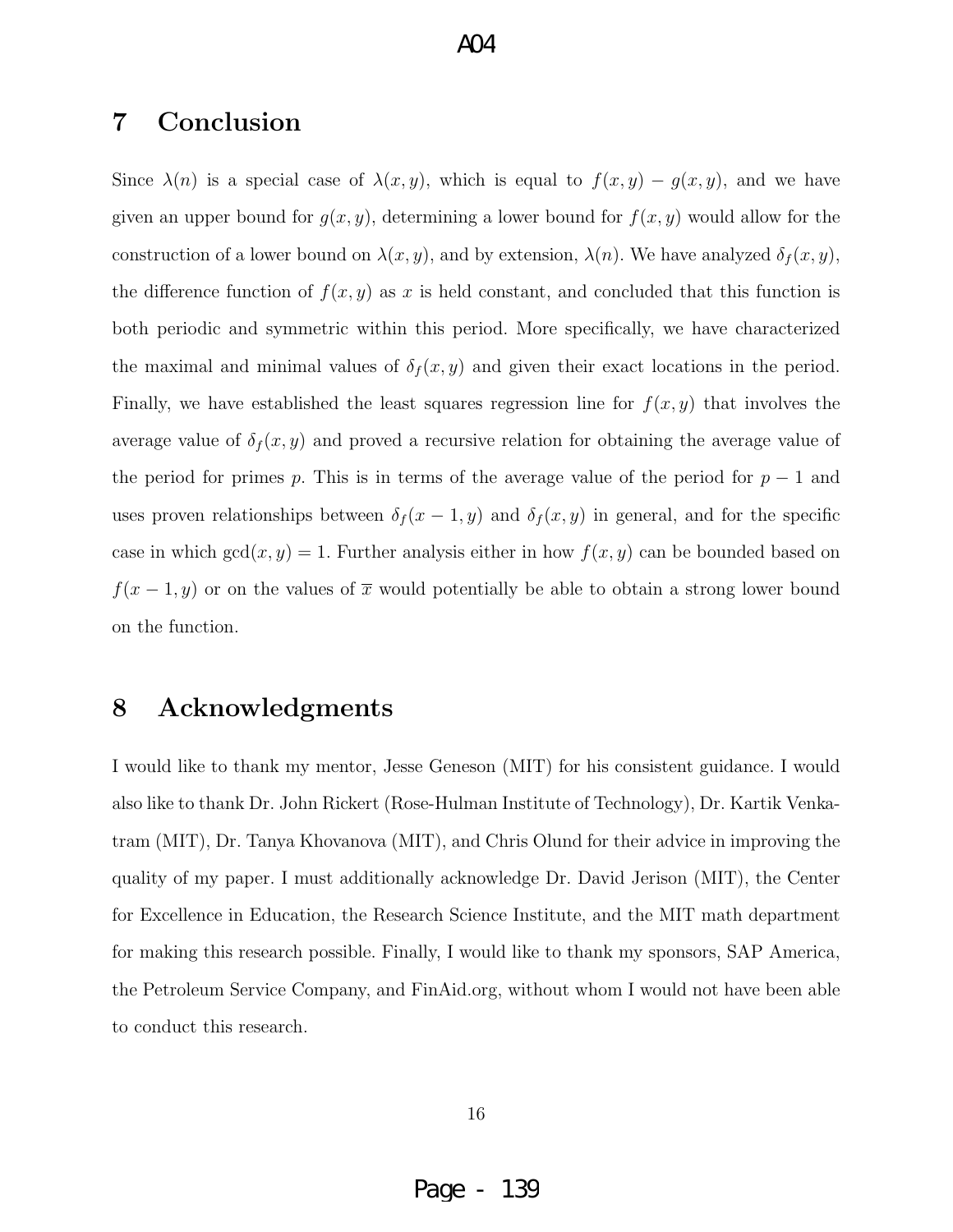## 7 Conclusion

Since $\lambda(n)$ is a special case of $\lambda(x, y)$, which is equal to $f(x, y) - g(x, y)$, and we have given an upper bound for $g(x, y)$, determining a lower bound for $f(x, y)$ would allow for the construction of a lower bound on $\lambda(x, y)$, and by extension, $\lambda(n)$. We have analyzed $\delta_f(x, y)$, the difference function of $f(x, y)$ as $x$ is held constant, and concluded that this function is both periodic and symmetric within this period. More specifically, we have characterized the maximal and minimal values of $\delta_f(x, y)$ and given their exact locations in the period. Finally, we have established the least squares regression line for $f(x, y)$ that involves the average value of $\delta_f(x, y)$ and proved a recursive relation for obtaining the average value of the period for primes $p$. This is in terms of the average value of the period for $p - 1$ and uses proven relationships between $\delta_f(x - 1, y)$ and $\delta_f(x, y)$ in general, and for the specific case in which $\gcd(x, y) = 1$. Further analysis either in how $f(x, y)$ can be bounded based on $f(x - 1, y)$ or on the values of $\overline{x}$ would potentially be able to obtain a strong lower bound on the function.

## 8 Acknowledgments

I would like to thank my mentor, Jesse Geneson (MIT) for his consistent guidance. I would also like to thank Dr. John Rickert (Rose-Hulman Institute of Technology), Dr. Kartik Venkatram (MIT), Dr. Tanya Khovanova (MIT), and Chris Olund for their advice in improving the quality of my paper. I must additionally acknowledge Dr. David Jerison (MIT), the Center for Excellence in Education, the Research Science Institute, and the MIT math department for making this research possible. Finally, I would like to thank my sponsors, SAP America, the Petroleum Service Company, and FinAid.org, without whom I would not have been able to conduct this research.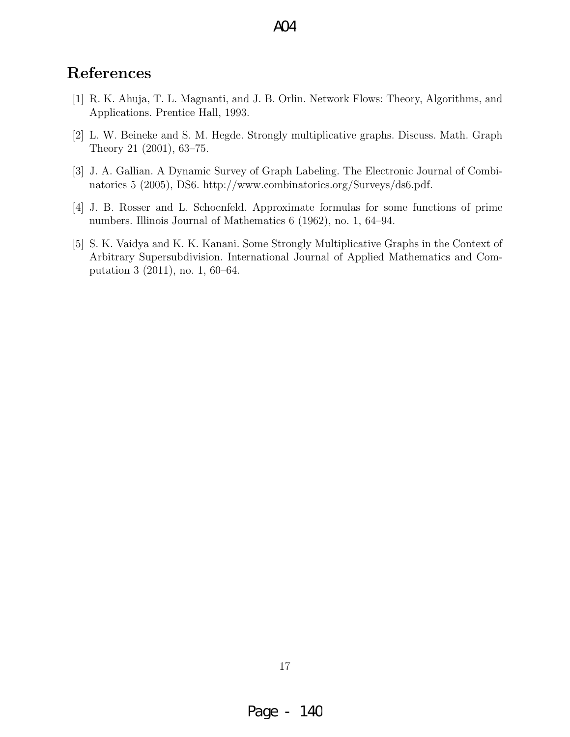## References

[1] R. K. Ahuja, T. L. Magnanti, and J. B. Orlin. Network Flows: Theory, Algorithms, and Applications. Prentice Hall, 1993.

[2] L. W. Beineke and S. M. Hegde. Strongly multiplicative graphs. Discuss. Math. Graph Theory 21 (2001), 63–75.

[3] J. A. Gallian. A Dynamic Survey of Graph Labeling. The Electronic Journal of Combinatorics 5 (2005), DS6. http://www.combinatorics.org/Surveys/ds6.pdf.

[4] J. B. Rosser and L. Schoenfeld. Approximate formulas for some functions of prime numbers. Illinois Journal of Mathematics 6 (1962), no. 1, 64–94.

[5] S. K. Vaidya and K. K. Kanani. Some Strongly Multiplicative Graphs in the Context of Arbitrary Supersubdivision. International Journal of Applied Mathematics and Computation 3 (2011), no. 1, 60–64.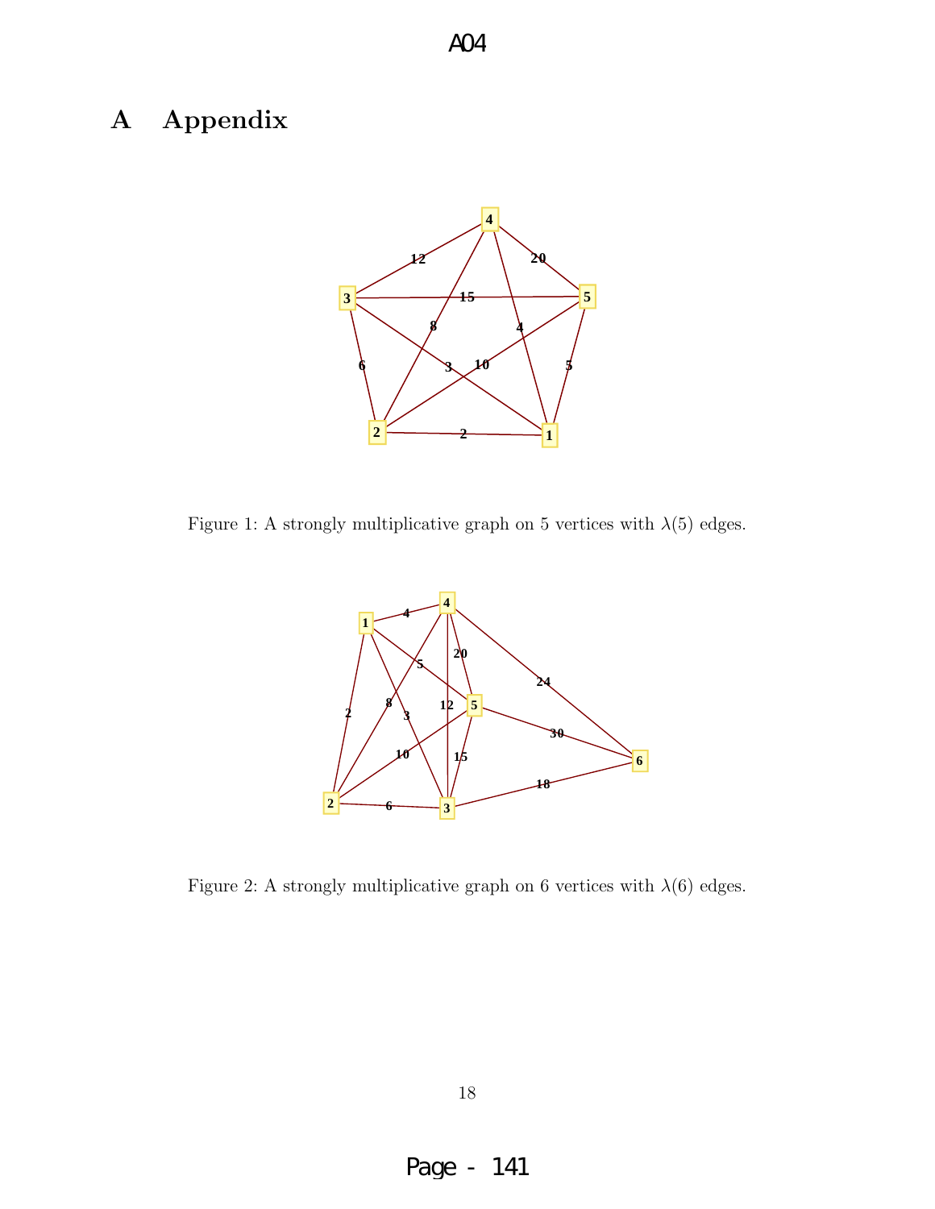# A Appendix

Figure 1: A strongly multiplicative graph on 5 vertices with $\lambda(5)$ edges.

Figure 2: A strongly multiplicative graph on 6 vertices with $\lambda(6)$ edges.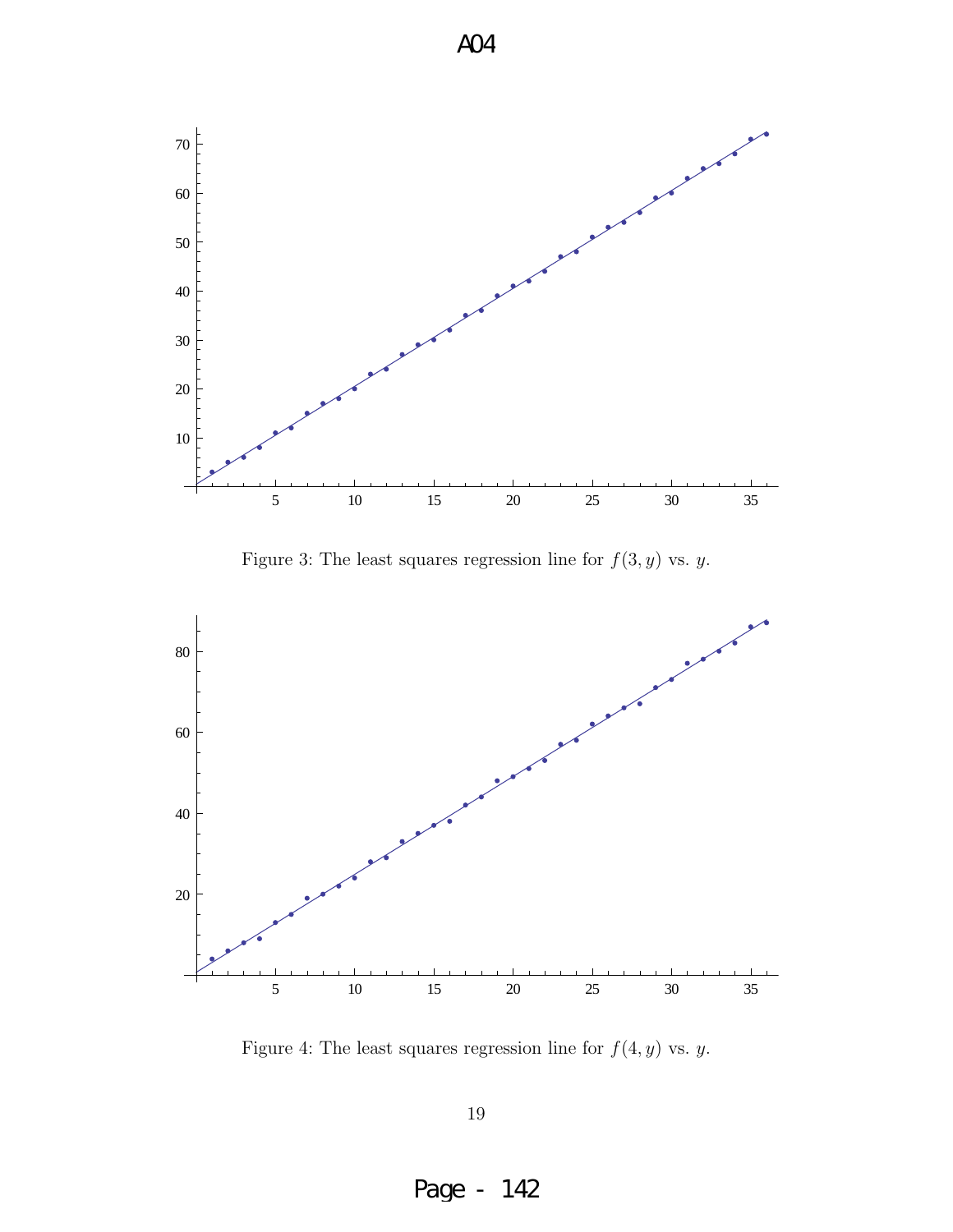70
60
50
40
30
20
10
5
10
15
20
25
30
35

Figure 3: The least squares regression line for $f(3, y)$ vs. $y$.

80
60
40
20
5
10
15
20
25
30
35

Figure 4: The least squares regression line for $f(4, y)$ vs. $y$.